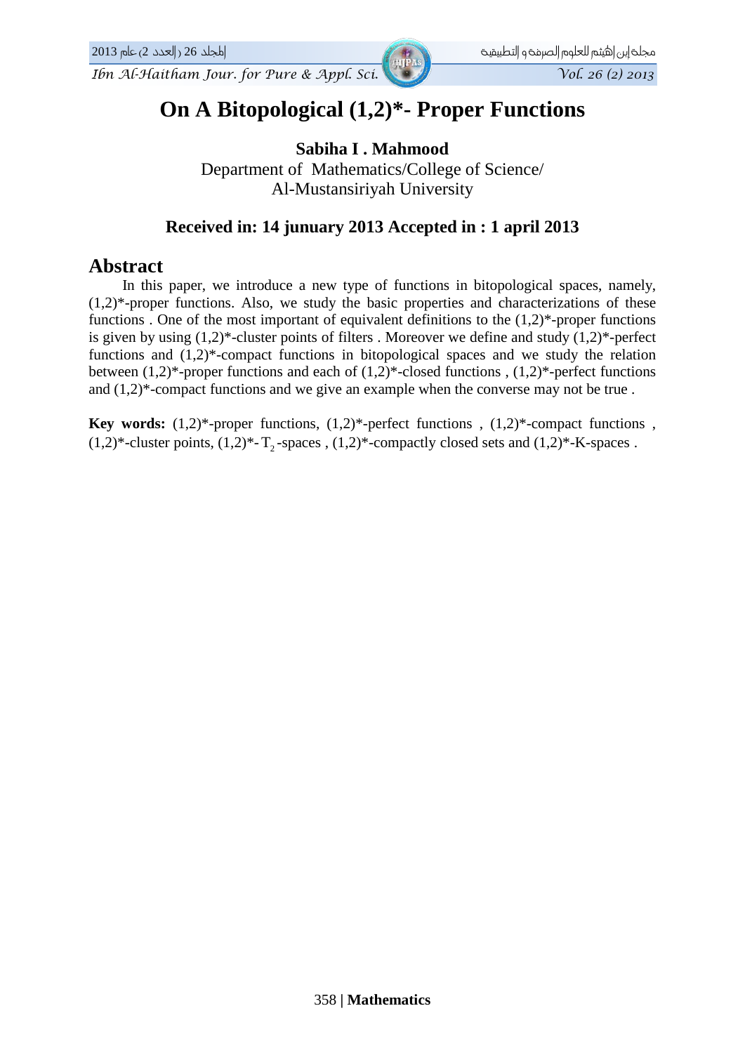# On A Bitopological (1,2)*- Proper Functions

**Sabiha I . Mahmood**

Department of Mathematics/College of Science/
Al-Mustansiriyah University

**Received in: 14 junuary 2013 Accepted in : 1 april 2013**

## Abstract

In this paper, we introduce a new type of functions in bitopological spaces, namely, (1,2)*-proper functions. Also, we study the basic properties and characterizations of these functions . One of the most important of equivalent definitions to the (1,2)*-proper functions is given by using (1,2)*-cluster points of filters . Moreover we define and study (1,2)*-perfect functions and (1,2)*-compact functions in bitopological spaces and we study the relation between (1,2)*-proper functions and each of (1,2)*-closed functions , (1,2)*-perfect functions and (1,2)*-compact functions and we give an example when the converse may not be true .

**Key words:** (1,2)*-proper functions, (1,2)*-perfect functions , (1,2)*-compact functions , (1,2)*-cluster points, (1,2)*- $T_2$ -spaces , (1,2)*-compactly closed sets and (1,2)*-K-spaces .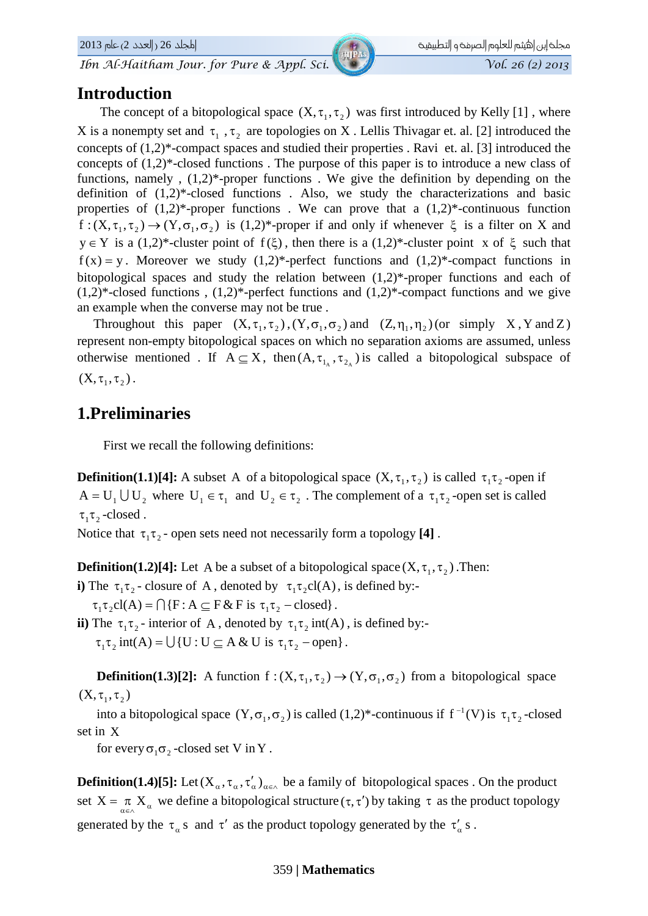## Introduction

The concept of a bitopological space $(X, \tau_1, \tau_2)$ was first introduced by Kelly [1] , where X is a nonempty set and $\tau_1$ , $\tau_2$ are topologies on X . Lellis Thivagar et. al. [2] introduced the concepts of (1,2)*-compact spaces and studied their properties . Ravi et. al. [3] introduced the concepts of (1,2)*-closed functions . The purpose of this paper is to introduce a new class of functions, namely , (1,2)*-proper functions . We give the definition by depending on the definition of (1,2)*-closed functions . Also, we study the characterizations and basic properties of (1,2)*-proper functions . We can prove that a (1,2)*-continuous function $f:(X, \tau_1, \tau_2) \to (Y, \sigma_1, \sigma_2)$ is (1,2)*-proper if and only if whenever $\xi$ is a filter on X and $y \in Y$ is a (1,2)*-cluster point of $f(\xi)$, then there is a (1,2)*-cluster point x of $\xi$ such that $f(x) = y$. Moreover we study (1,2)*-perfect functions and (1,2)*-compact functions in bitopological spaces and study the relation between (1,2)*-proper functions and each of (1,2)*-closed functions , (1,2)*-perfect functions and (1,2)*-compact functions and we give an example when the converse may not be true .

Throughout this paper $(X, \tau_1, \tau_2)$, $(Y, \sigma_1, \sigma_2)$ and $(Z, \eta_1, \eta_2)$ (or simply X , Y and Z) represent non-empty bitopological spaces on which no separation axioms are assumed, unless otherwise mentioned . If $A \subseteq X$, then $(A, \tau_{1_A}, \tau_{2_A})$ is called a bitopological subspace of $(X, \tau_1, \tau_2)$.

## 1.Preliminaries

First we recall the following definitions:

**Definition(1.1)[4]:** A subset A of a bitopological space $(X, \tau_1, \tau_2)$ is called $\tau_1\tau_2$-open if $A = U_1 \bigcup U_2$ where $U_1 \in \tau_1$ and $U_2 \in \tau_2$ . The complement of a $\tau_1\tau_2$-open set is called $\tau_1\tau_2$-closed .

Notice that $\tau_1\tau_2$- open sets need not necessarily form a topology **[4]** .

**Definition(1.2)[4]:** Let A be a subset of a bitopological space $(X, \tau_1, \tau_2)$ .Then:

**i)** The $\tau_1\tau_2$- closure of A , denoted by $\tau_1\tau_2 cl(A)$, is defined by:-

$\tau_1\tau_2 cl(A) = \bigcap \{F : A \subseteq F \,\&\, F \text{ is } \tau_1\tau_2 - \text{closed}\}$.

**ii)** The $\tau_1\tau_2$- interior of A , denoted by $\tau_1\tau_2 \operatorname{int}(A)$, is defined by:-

$\tau_1\tau_2 \operatorname{int}(A) = \bigcup \{U : U \subseteq A \,\&\, U \text{ is } \tau_1\tau_2 - \text{open}\}$.

**Definition(1.3)[2]:** A function $f:(X, \tau_1, \tau_2) \to (Y, \sigma_1, \sigma_2)$ from a bitopological space $(X, \tau_1, \tau_2)$ into a bitopological space $(Y, \sigma_1, \sigma_2)$ is called (1,2)*-continuous if $f^{-1}(V)$ is $\tau_1\tau_2$-closed set in X for every $\sigma_1\sigma_2$-closed set V in Y .

**Definition(1.4)[5]:** Let $(X_\alpha, \tau_\alpha, \tau'_\alpha)_{\alpha \in \wedge}$ be a family of bitopological spaces . On the product set $X = \underset{\alpha \in \wedge}{\pi} X_\alpha$ we define a bitopological structure $(\tau, \tau')$ by taking $\tau$ as the product topology generated by the $\tau_\alpha$ s and $\tau'$ as the product topology generated by the $\tau'_\alpha$ s .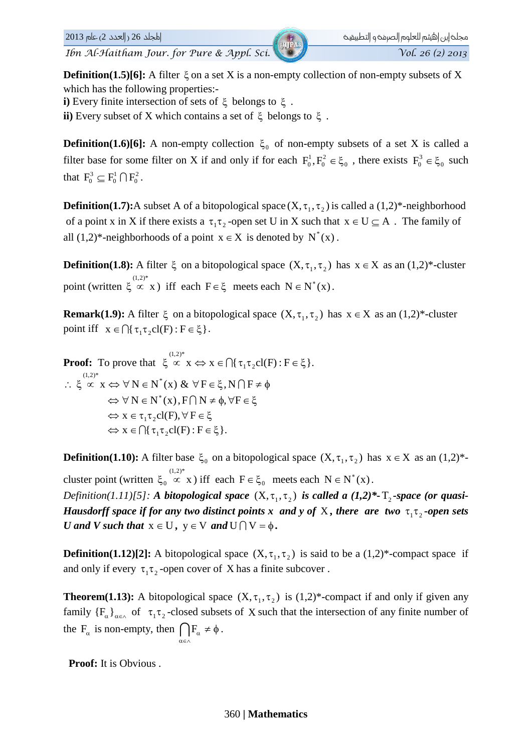**Definition(1.5)[6]:** A filter $\xi$ on a set X is a non-empty collection of non-empty subsets of X which has the following properties:-

**i)** Every finite intersection of sets of $\xi$ belongs to $\xi$ .

**ii)** Every subset of X which contains a set of $\xi$ belongs to $\xi$ .

**Definition(1.6)[6]:** A non-empty collection $\xi_0$ of non-empty subsets of a set X is called a filter base for some filter on X if and only if for each $F_0^1, F_0^2 \in \xi_0$ , there exists $F_0^3 \in \xi_0$ such that $F_0^3 \subseteq F_0^1 \cap F_0^2$.

**Definition(1.7):**A subset A of a bitopological space $(X, \tau_1, \tau_2)$ is called a (1,2)*-neighborhood of a point x in X if there exists a $\tau_1\tau_2$-open set U in X such that $x \in U \subseteq A$ . The family of all (1,2)*-neighborhoods of a point $x \in X$ is denoted by $N^*(x)$.

**Definition(1.8):** A filter $\xi$ on a bitopological space $(X, \tau_1, \tau_2)$ has $x \in X$ as an (1,2)*-cluster point (written $\xi \overset{(1,2)^*}{\propto} x$) iff each $F \in \xi$ meets each $N \in N^*(x)$.

**Remark(1.9):** A filter $\xi$ on a bitopological space $(X, \tau_1, \tau_2)$ has $x \in X$ as an (1,2)*-cluster point iff $x \in \bigcap\{\tau_1\tau_2 cl(F) : F \in \xi\}$.

**Proof:** To prove that $\xi \overset{(1,2)^*}{\propto} x \Leftrightarrow x \in \bigcap\{\tau_1\tau_2 cl(F) : F \in \xi\}$.

$$\therefore\ \xi \overset{(1,2)^*}{\propto} x \Leftrightarrow \forall N \in N^*(x)\ \&\ \forall F \in \xi, N \cap F \neq \phi$$
$$\Leftrightarrow \forall N \in N^*(x), F \cap N \neq \phi, \forall F \in \xi$$
$$\Leftrightarrow x \in \tau_1\tau_2 cl(F), \forall F \in \xi$$
$$\Leftrightarrow x \in \bigcap\{\tau_1\tau_2 cl(F) : F \in \xi\}.$$

**Definition(1.10):** A filter base $\xi_0$ on a bitopological space $(X, \tau_1, \tau_2)$ has $x \in X$ as an (1,2)*-cluster point (written $\xi_0 \overset{(1,2)^*}{\propto} x$) iff each $F \in \xi_0$ meets each $N \in N^*(x)$.

*Definition(1.11)[5]:* ***A bitopological space*** $(X, \tau_1, \tau_2)$ ***is called a (1,2)\*-*** $T_2$ ***-space (or quasi-Hausdorff space if for any two distinct points x and y of*** $X$***, there are two*** $\tau_1\tau_2$***-open sets U and V such that*** $x \in U$***,*** $y \in V$ ***and*** $U \cap V = \phi$***.***

**Definition(1.12)[2]:** A bitopological space $(X, \tau_1, \tau_2)$ is said to be a (1,2)*-compact space if and only if every $\tau_1\tau_2$-open cover of X has a finite subcover .

**Theorem(1.13):** A bitopological space $(X, \tau_1, \tau_2)$ is (1,2)*-compact if and only if given any family $\{F_\alpha\}_{\alpha \in \wedge}$ of $\tau_1\tau_2$-closed subsets of X such that the intersection of any finite number of the $F_\alpha$ is non-empty, then $\bigcap_{\alpha \in \wedge} F_\alpha \neq \phi$.

**Proof:** It is Obvious .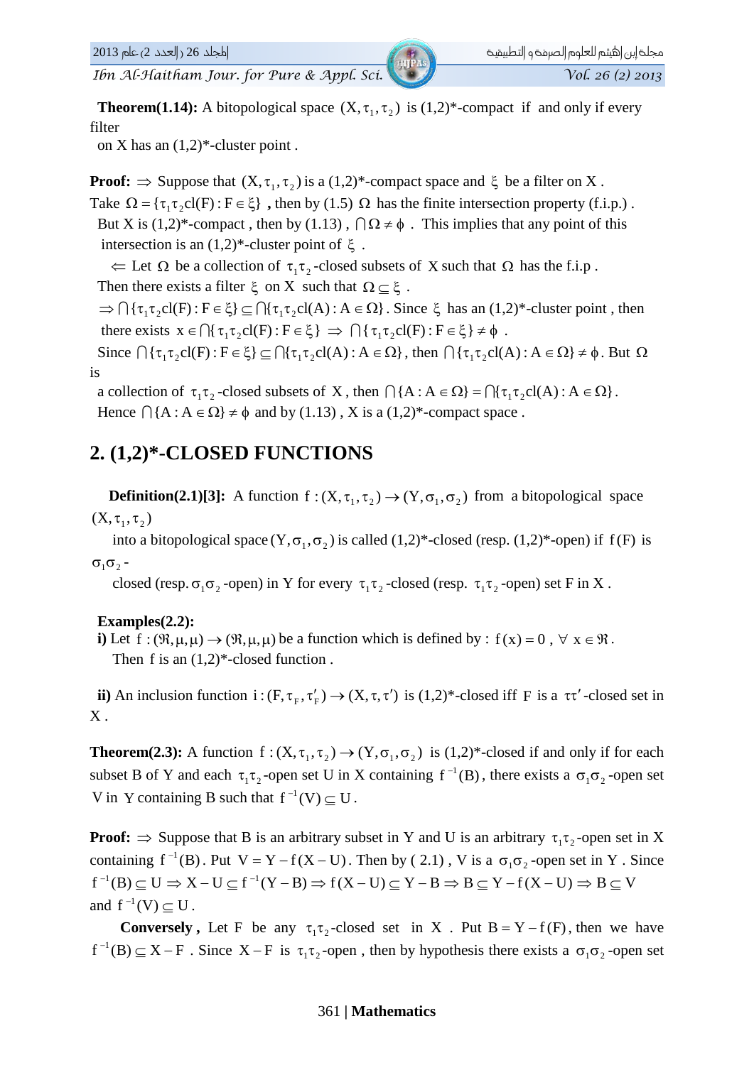**Theorem(1.14):** A bitopological space $(X,\tau_1,\tau_2)$ is (1,2)*-compact if and only if every filter on X has an (1,2)*-cluster point .

**Proof:** $\Rightarrow$ Suppose that $(X,\tau_1,\tau_2)$ is a (1,2)*-compact space and $\xi$ be a filter on X .
Take $\Omega = \{\tau_1\tau_2\text{cl}(F) : F \in \xi\}$ **,** then by (1.5) $\Omega$ has the finite intersection property (f.i.p.) .
But X is (1,2)*-compact , then by (1.13) , $\bigcap \Omega \neq \phi$ . This implies that any point of this intersection is an (1,2)*-cluster point of $\xi$ .

$\Leftarrow$ Let $\Omega$ be a collection of $\tau_1\tau_2$-closed subsets of X such that $\Omega$ has the f.i.p .
Then there exists a filter $\xi$ on X such that $\Omega \subseteq \xi$ .
$\Rightarrow \bigcap\{\tau_1\tau_2\text{cl}(F) : F \in \xi\} \subseteq \bigcap\{\tau_1\tau_2\text{cl}(A) : A \in \Omega\}$. Since $\xi$ has an (1,2)*-cluster point , then there exists $x \in \bigcap\{\tau_1\tau_2\text{cl}(F) : F \in \xi\} \Rightarrow \bigcap\{\tau_1\tau_2\text{cl}(F) : F \in \xi\} \neq \phi$ .
Since $\bigcap\{\tau_1\tau_2\text{cl}(F) : F \in \xi\} \subseteq \bigcap\{\tau_1\tau_2\text{cl}(A) : A \in \Omega\}$, then $\bigcap\{\tau_1\tau_2\text{cl}(A) : A \in \Omega\} \neq \phi$. But $\Omega$ is a collection of $\tau_1\tau_2$-closed subsets of X , then $\bigcap\{A : A \in \Omega\} = \bigcap\{\tau_1\tau_2\text{cl}(A) : A \in \Omega\}$.
Hence $\bigcap\{A : A \in \Omega\} \neq \phi$ and by (1.13) , X is a (1,2)*-compact space .

## 2. (1,2)*-CLOSED FUNCTIONS

**Definition(2.1)[3]:** A function $f : (X,\tau_1,\tau_2) \to (Y,\sigma_1,\sigma_2)$ from a bitopological space $(X,\tau_1,\tau_2)$ into a bitopological space $(Y,\sigma_1,\sigma_2)$ is called (1,2)*-closed (resp. (1,2)*-open) if $f(F)$ is $\sigma_1\sigma_2$-closed (resp. $\sigma_1\sigma_2$-open) in Y for every $\tau_1\tau_2$-closed (resp. $\tau_1\tau_2$-open) set F in X .

**Examples(2.2):**

**i)** Let $f : (\Re,\mu,\mu) \to (\Re,\mu,\mu)$ be a function which is defined by : $f(x) = 0$ , $\forall\ x \in \Re$ .
Then f is an (1,2)*-closed function .

**ii)** An inclusion function $i : (F,\tau_F,\tau'_F) \to (X,\tau,\tau')$ is (1,2)*-closed iff F is a $\tau\tau'$-closed set in X .

**Theorem(2.3):** A function $f : (X,\tau_1,\tau_2) \to (Y,\sigma_1,\sigma_2)$ is (1,2)*-closed if and only if for each subset B of Y and each $\tau_1\tau_2$-open set U in X containing $f^{-1}(B)$, there exists a $\sigma_1\sigma_2$-open set V in Y containing B such that $f^{-1}(V) \subseteq U$.

**Proof:** $\Rightarrow$ Suppose that B is an arbitrary subset in Y and U is an arbitrary $\tau_1\tau_2$-open set in X containing $f^{-1}(B)$. Put $V = Y - f(X - U)$. Then by ( 2.1) , V is a $\sigma_1\sigma_2$-open set in Y . Since $f^{-1}(B) \subseteq U \Rightarrow X - U \subseteq f^{-1}(Y - B) \Rightarrow f(X - U) \subseteq Y - B \Rightarrow B \subseteq Y - f(X - U) \Rightarrow B \subseteq V$ and $f^{-1}(V) \subseteq U$.

**Conversely ,** Let F be any $\tau_1\tau_2$-closed set in X . Put $B = Y - f(F)$, then we have $f^{-1}(B) \subseteq X - F$ . Since $X - F$ is $\tau_1\tau_2$-open , then by hypothesis there exists a $\sigma_1\sigma_2$-open set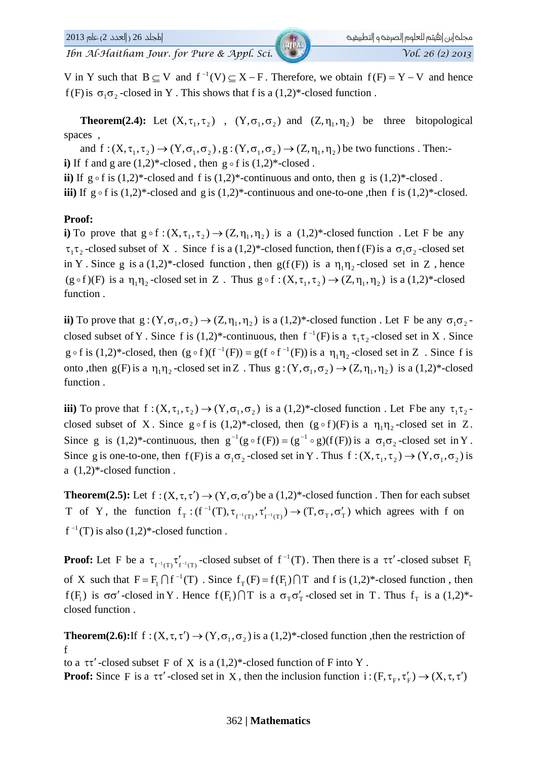V in Y such that $B \subseteq V$ and $f^{-1}(V) \subseteq X - F$. Therefore, we obtain $f(F) = Y - V$ and hence $f(F)$ is $\sigma_1\sigma_2$-closed in Y. This shows that f is a (1,2)*-closed function.

**Theorem(2.4):** Let $(X, \tau_1, \tau_2)$ , $(Y, \sigma_1, \sigma_2)$ and $(Z, \eta_1, \eta_2)$ be three bitopological spaces ,

and $f : (X, \tau_1, \tau_2) \to (Y, \sigma_1, \sigma_2)$ , $g : (Y, \sigma_1, \sigma_2) \to (Z, \eta_1, \eta_2)$ be two functions . Then:-

**i)** If f and g are (1,2)*-closed , then $g \circ f$ is (1,2)*-closed .

**ii)** If $g \circ f$ is (1,2)*-closed and f is (1,2)*-continuous and onto, then g is (1,2)*-closed .

**iii)** If $g \circ f$ is (1,2)*-closed and g is (1,2)*-continuous and one-to-one ,then f is (1,2)*-closed.

**Proof:**

**i)** To prove that $g \circ f : (X, \tau_1, \tau_2) \to (Z, \eta_1, \eta_2)$ is a (1,2)*-closed function . Let F be any $\tau_1\tau_2$-closed subset of X . Since f is a (1,2)*-closed function, then $f(F)$ is a $\sigma_1\sigma_2$-closed set in Y . Since g is a (1,2)*-closed function , then $g(f(F))$ is a $\eta_1\eta_2$-closed set in Z , hence $(g \circ f)(F)$ is a $\eta_1\eta_2$-closed set in Z . Thus $g \circ f : (X, \tau_1, \tau_2) \to (Z, \eta_1, \eta_2)$ is a (1,2)*-closed function .

**ii)** To prove that $g : (Y, \sigma_1, \sigma_2) \to (Z, \eta_1, \eta_2)$ is a (1,2)*-closed function . Let F be any $\sigma_1\sigma_2$-closed subset of Y . Since f is (1,2)*-continuous, then $f^{-1}(F)$ is a $\tau_1\tau_2$-closed set in X . Since $g \circ f$ is (1,2)*-closed, then $(g \circ f)(f^{-1}(F)) = g(f \circ f^{-1}(F))$ is a $\eta_1\eta_2$-closed set in Z . Since f is onto ,then $g(F)$ is a $\eta_1\eta_2$-closed set in Z . Thus $g : (Y, \sigma_1, \sigma_2) \to (Z, \eta_1, \eta_2)$ is a (1,2)*-closed function .

**iii)** To prove that $f : (X, \tau_1, \tau_2) \to (Y, \sigma_1, \sigma_2)$ is a (1,2)*-closed function . Let F be any $\tau_1\tau_2$-closed subset of X. Since $g \circ f$ is (1,2)*-closed, then $(g \circ f)(F)$ is a $\eta_1\eta_2$-closed set in Z. Since g is (1,2)*-continuous, then $g^{-1}(g \circ f(F)) = (g^{-1} \circ g)(f(F))$ is a $\sigma_1\sigma_2$-closed set in Y . Since g is one-to-one, then $f(F)$ is a $\sigma_1\sigma_2$-closed set in Y . Thus $f : (X, \tau_1, \tau_2) \to (Y, \sigma_1, \sigma_2)$ is a (1,2)*-closed function .

**Theorem(2.5):** Let $f : (X, \tau, \tau') \to (Y, \sigma, \sigma')$ be a (1,2)*-closed function . Then for each subset T of Y, the function $f_T : (f^{-1}(T), \tau_{f^{-1}(T)}, \tau'_{f^{-1}(T)}) \to (T, \sigma_T, \sigma'_T)$ which agrees with f on $f^{-1}(T)$ is also (1,2)*-closed function .

**Proof:** Let F be a $\tau_{f^{-1}(T)}\tau'_{f^{-1}(T)}$-closed subset of $f^{-1}(T)$. Then there is a $\tau\tau'$-closed subset $F_1$ of X such that $F = F_1 \cap f^{-1}(T)$ . Since $f_T(F) = f(F_1) \cap T$ and f is (1,2)*-closed function , then $f(F_1)$ is $\sigma\sigma'$-closed in Y . Hence $f(F_1) \cap T$ is a $\sigma_T\sigma'_T$-closed set in T . Thus $f_T$ is a (1,2)*-closed function .

**Theorem(2.6):** If $f : (X, \tau, \tau') \to (Y, \sigma_1, \sigma_2)$ is a (1,2)*-closed function ,then the restriction of f

to a $\tau\tau'$-closed subset F of X is a (1,2)*-closed function of F into Y .

**Proof:** Since F is a $\tau\tau'$-closed set in X , then the inclusion function $i : (F, \tau_F, \tau'_F) \to (X, \tau, \tau')$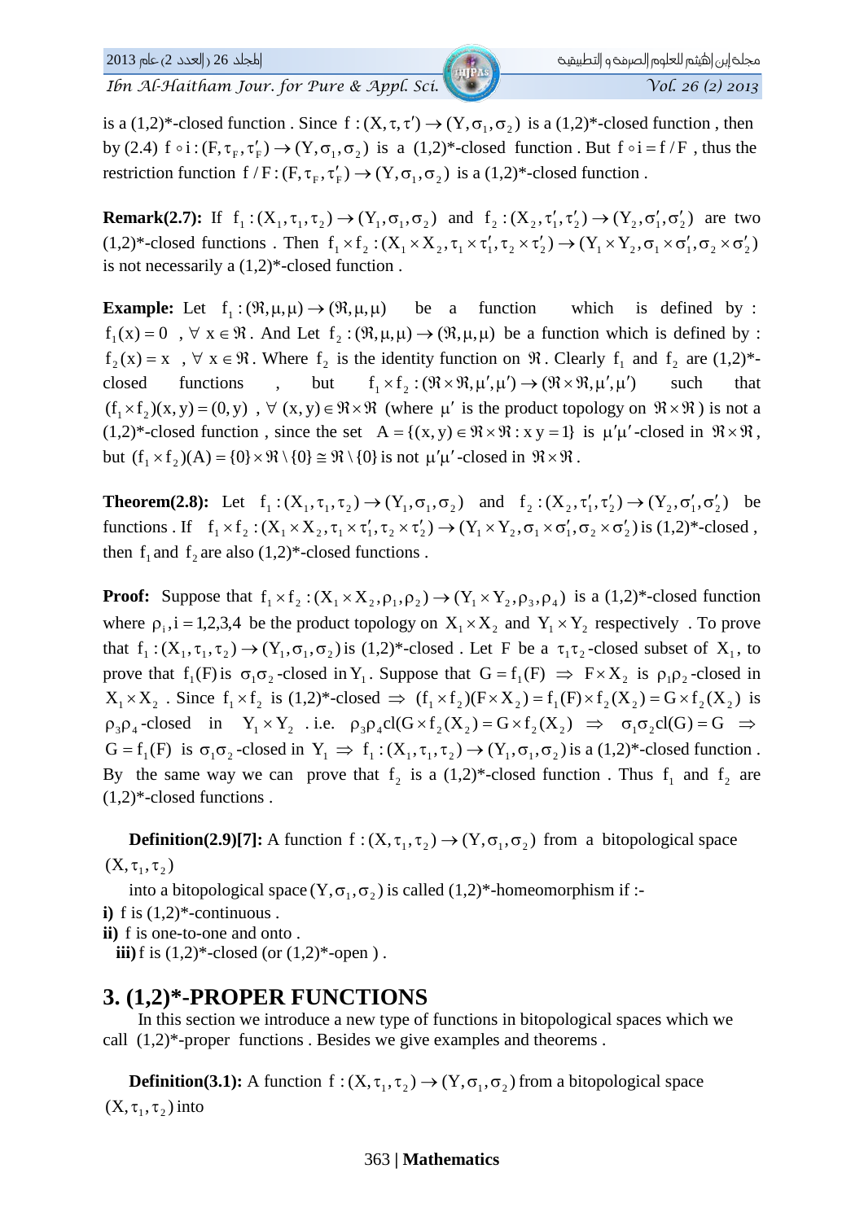is a (1,2)*-closed function . Since $f:(X,\tau,\tau')\rightarrow(Y,\sigma_1,\sigma_2)$ is a (1,2)*-closed function , then by (2.4) $f\circ i:(F,\tau_F,\tau'_F)\rightarrow(Y,\sigma_1,\sigma_2)$ is a (1,2)*-closed function . But $f\circ i=f/F$ , thus the restriction function $f/F:(F,\tau_F,\tau'_F)\rightarrow(Y,\sigma_1,\sigma_2)$ is a (1,2)*-closed function .

**Remark(2.7):** If $f_1:(X_1,\tau_1,\tau_2)\rightarrow(Y_1,\sigma_1,\sigma_2)$ and $f_2:(X_2,\tau'_1,\tau'_2)\rightarrow(Y_2,\sigma'_1,\sigma'_2)$ are two (1,2)*-closed functions . Then $f_1\times f_2:(X_1\times X_2,\tau_1\times\tau'_1,\tau_2\times\tau'_2)\rightarrow(Y_1\times Y_2,\sigma_1\times\sigma'_1,\sigma_2\times\sigma'_2)$ is not necessarily a (1,2)*-closed function .

**Example:** Let $f_1:(\Re,\mu,\mu)\rightarrow(\Re,\mu,\mu)$ be a function which is defined by : $f_1(x)=0$ , $\forall\ x\in\Re$ . And Let $f_2:(\Re,\mu,\mu)\rightarrow(\Re,\mu,\mu)$ be a function which is defined by : $f_2(x)=x$ , $\forall\ x\in\Re$ . Where $f_2$ is the identity function on $\Re$ . Clearly $f_1$ and $f_2$ are (1,2)*-closed functions , but $f_1\times f_2:(\Re\times\Re,\mu',\mu')\rightarrow(\Re\times\Re,\mu',\mu')$ such that $(f_1\times f_2)(x,y)=(0,y)$ , $\forall\ (x,y)\in\Re\times\Re$ (where $\mu'$ is the product topology on $\Re\times\Re$ ) is not a (1,2)*-closed function , since the set $A=\{(x,y)\in\Re\times\Re : x\,y=1\}$ is $\mu'\mu'$-closed in $\Re\times\Re$ , but $(f_1\times f_2)(A)=\{0\}\times\Re\setminus\{0\}\cong\Re\setminus\{0\}$ is not $\mu'\mu'$-closed in $\Re\times\Re$ .

**Theorem(2.8):** Let $f_1:(X_1,\tau_1,\tau_2)\rightarrow(Y_1,\sigma_1,\sigma_2)$ and $f_2:(X_2,\tau'_1,\tau'_2)\rightarrow(Y_2,\sigma'_1,\sigma'_2)$ be functions . If $f_1\times f_2:(X_1\times X_2,\tau_1\times\tau'_1,\tau_2\times\tau'_2)\rightarrow(Y_1\times Y_2,\sigma_1\times\sigma'_1,\sigma_2\times\sigma'_2)$ is (1,2)*-closed , then $f_1$ and $f_2$ are also (1,2)*-closed functions .

**Proof:** Suppose that $f_1\times f_2:(X_1\times X_2,\rho_1,\rho_2)\rightarrow(Y_1\times Y_2,\rho_3,\rho_4)$ is a (1,2)*-closed function where $\rho_i, i=1,2,3,4$ be the product topology on $X_1\times X_2$ and $Y_1\times Y_2$ respectively . To prove that $f_1:(X_1,\tau_1,\tau_2)\rightarrow(Y_1,\sigma_1,\sigma_2)$ is (1,2)*-closed . Let F be a $\tau_1\tau_2$-closed subset of $X_1$, to prove that $f_1(F)$ is $\sigma_1\sigma_2$-closed in $Y_1$. Suppose that $G=f_1(F)$ $\Rightarrow$ $F\times X_2$ is $\rho_1\rho_2$-closed in $X_1\times X_2$ . Since $f_1\times f_2$ is (1,2)*-closed $\Rightarrow$ $(f_1\times f_2)(F\times X_2)=f_1(F)\times f_2(X_2)=G\times f_2(X_2)$ is $\rho_3\rho_4$-closed in $Y_1\times Y_2$ . i.e. $\rho_3\rho_4 cl(G\times f_2(X_2)=G\times f_2(X_2)$ $\Rightarrow$ $\sigma_1\sigma_2 cl(G)=G$ $\Rightarrow$ $G=f_1(F)$ is $\sigma_1\sigma_2$-closed in $Y_1$ $\Rightarrow$ $f_1:(X_1,\tau_1,\tau_2)\rightarrow(Y_1,\sigma_1,\sigma_2)$ is a (1,2)*-closed function . By the same way we can prove that $f_2$ is a (1,2)*-closed function . Thus $f_1$ and $f_2$ are (1,2)*-closed functions .

**Definition(2.9)[7]:** A function $f:(X,\tau_1,\tau_2)\rightarrow(Y,\sigma_1,\sigma_2)$ from a bitopological space $(X,\tau_1,\tau_2)$ into a bitopological space $(Y,\sigma_1,\sigma_2)$ is called (1,2)*-homeomorphism if :-

**i)** f is (1,2)*-continuous .
**ii)** f is one-to-one and onto .
**iii)** f is (1,2)*-closed (or (1,2)*-open ) .

## 3. (1,2)*-PROPER FUNCTIONS

In this section we introduce a new type of functions in bitopological spaces which we call (1,2)*-proper functions . Besides we give examples and theorems .

**Definition(3.1):** A function $f:(X,\tau_1,\tau_2)\rightarrow(Y,\sigma_1,\sigma_2)$ from a bitopological space $(X,\tau_1,\tau_2)$ into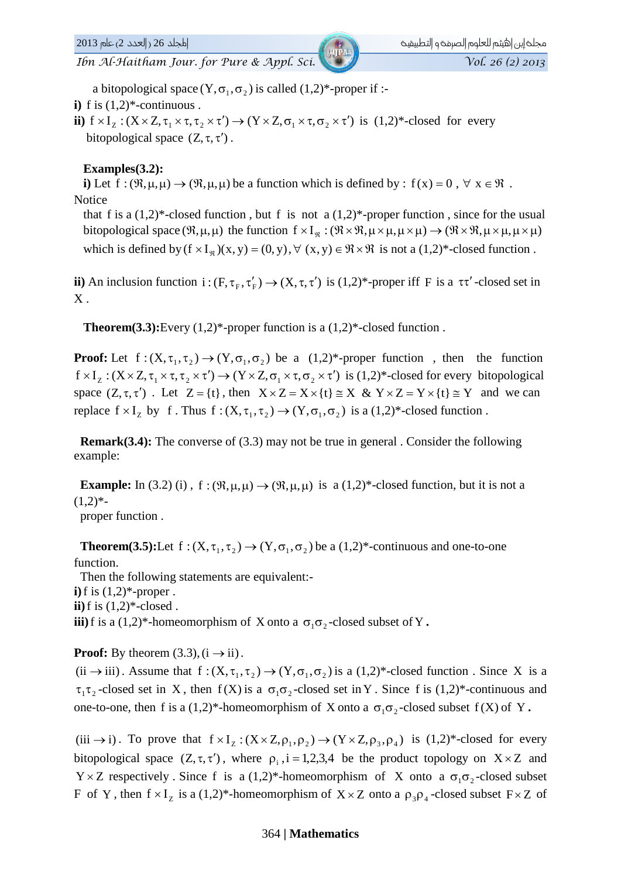a bitopological space $(Y,\sigma_1,\sigma_2)$ is called (1,2)*-proper if :-

**i)** f is (1,2)*-continuous .

**ii)** $f \times I_Z : (X \times Z, \tau_1 \times \tau, \tau_2 \times \tau') \to (Y \times Z, \sigma_1 \times \tau, \sigma_2 \times \tau')$ is (1,2)*-closed for every bitopological space $(Z,\tau,\tau')$ .

**Examples(3.2):**

**i)** Let $f : (\Re,\mu,\mu) \to (\Re,\mu,\mu)$ be a function which is defined by : $f(x) = 0$ , $\forall\ x \in \Re$ . Notice

that f is a (1,2)*-closed function , but f is not a (1,2)*-proper function , since for the usual bitopological space $(\Re,\mu,\mu)$ the function $f \times I_{\Re} : (\Re \times \Re, \mu \times \mu, \mu \times \mu) \to (\Re \times \Re, \mu \times \mu, \mu \times \mu)$ which is defined by $(f \times I_{\Re})(x,y) = (0,y), \forall\ (x,y) \in \Re \times \Re$ is not a (1,2)*-closed function .

**ii)** An inclusion function $i : (F,\tau_F,\tau'_F) \to (X,\tau,\tau')$ is (1,2)*-proper iff F is a $\tau\tau'$-closed set in X .

**Theorem(3.3):** Every (1,2)*-proper function is a (1,2)*-closed function .

**Proof:** Let $f : (X,\tau_1,\tau_2) \to (Y,\sigma_1,\sigma_2)$ be a (1,2)*-proper function , then the function $f \times I_Z : (X \times Z, \tau_1 \times \tau, \tau_2 \times \tau') \to (Y \times Z, \sigma_1 \times \tau, \sigma_2 \times \tau')$ is (1,2)*-closed for every bitopological space $(Z,\tau,\tau')$ . Let $Z = \{t\}$, then $X \times Z = X \times \{t\} \cong X$ & $Y \times Z = Y \times \{t\} \cong Y$ and we can replace $f \times I_Z$ by f . Thus $f : (X,\tau_1,\tau_2) \to (Y,\sigma_1,\sigma_2)$ is a (1,2)*-closed function .

**Remark(3.4):** The converse of (3.3) may not be true in general . Consider the following example:

**Example:** In (3.2) (i) , $f : (\Re,\mu,\mu) \to (\Re,\mu,\mu)$ is a (1,2)*-closed function, but it is not a (1,2)*-
proper function .

**Theorem(3.5):** Let $f : (X,\tau_1,\tau_2) \to (Y,\sigma_1,\sigma_2)$ be a (1,2)*-continuous and one-to-one function.

Then the following statements are equivalent:-

**i)** f is (1,2)*-proper .

**ii)** f is (1,2)*-closed .

**iii)** f is a (1,2)*-homeomorphism of X onto a $\sigma_1\sigma_2$-closed subset of Y **.**

**Proof:** By theorem (3.3), $(i \to ii)$.

$(ii \to iii)$. Assume that $f : (X,\tau_1,\tau_2) \to (Y,\sigma_1,\sigma_2)$ is a (1,2)*-closed function . Since X is a $\tau_1\tau_2$-closed set in X, then $f(X)$ is a $\sigma_1\sigma_2$-closed set in Y . Since f is (1,2)*-continuous and one-to-one, then f is a (1,2)*-homeomorphism of X onto a $\sigma_1\sigma_2$-closed subset $f(X)$ of Y **.**

$(iii \to i)$. To prove that $f \times I_Z : (X \times Z, \rho_1, \rho_2) \to (Y \times Z, \rho_3, \rho_4)$ is (1,2)*-closed for every bitopological space $(Z,\tau,\tau')$, where $\rho_i, i = 1,2,3,4$ be the product topology on $X \times Z$ and $Y \times Z$ respectively . Since f is a (1,2)*-homeomorphism of X onto a $\sigma_1\sigma_2$-closed subset F of Y , then $f \times I_Z$ is a (1,2)*-homeomorphism of $X \times Z$ onto a $\rho_3\rho_4$-closed subset $F \times Z$ of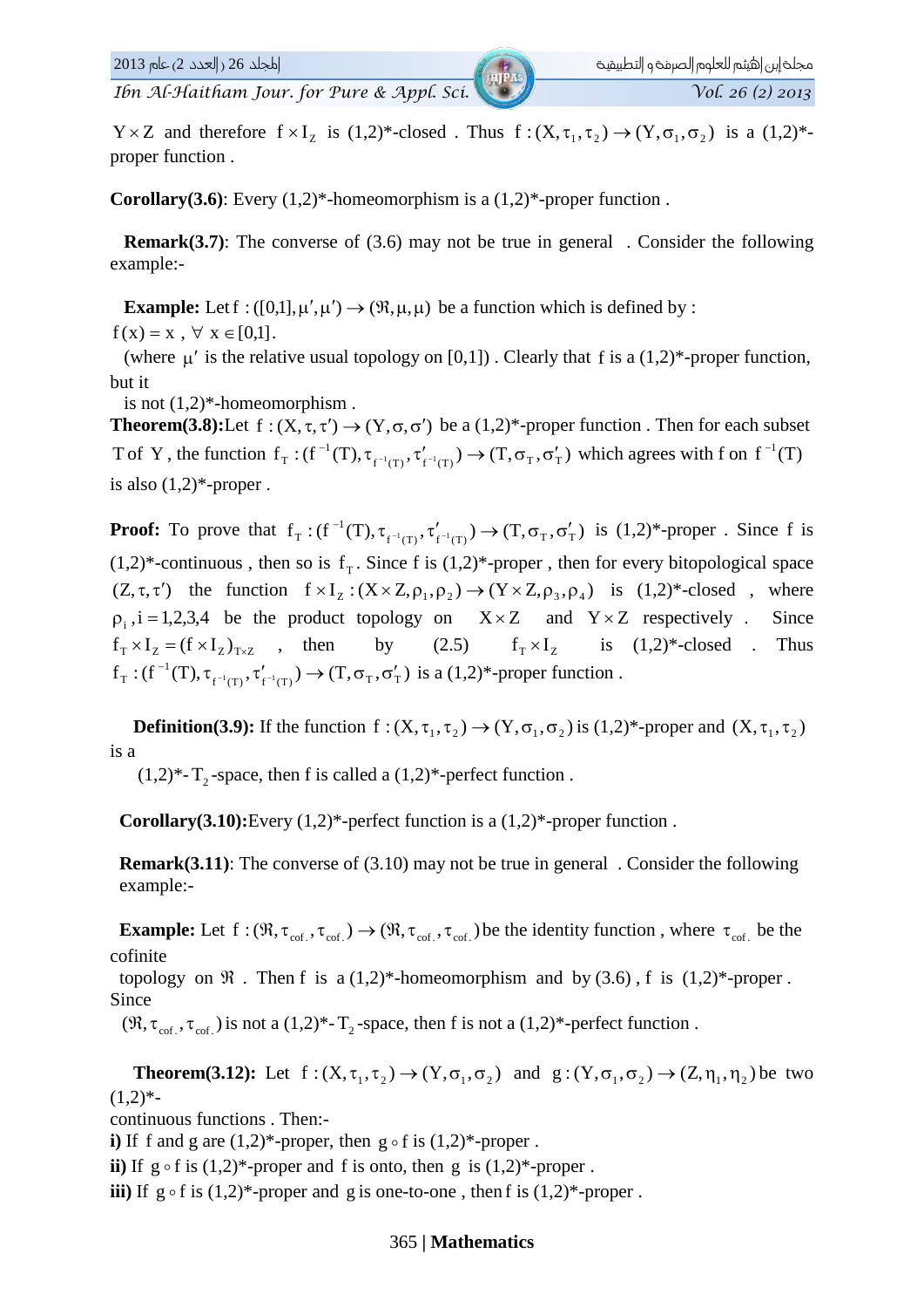$Y \times Z$ and therefore $f \times I_Z$ is (1,2)*-closed . Thus $f:(X,\tau_1,\tau_2) \to (Y,\sigma_1,\sigma_2)$ is a (1,2)*-proper function .

**Corollary(3.6)**: Every (1,2)*-homeomorphism is a (1,2)*-proper function .

**Remark(3.7)**: The converse of (3.6) may not be true in general . Consider the following example:-

**Example:** Let $f:([0,1],\mu',\mu') \to (\Re,\mu,\mu)$ be a function which is defined by : $f(x)=x$ , $\forall\ x \in [0,1]$.
(where $\mu'$ is the relative usual topology on [0,1]) . Clearly that $f$ is a (1,2)*-proper function, but it is not (1,2)*-homeomorphism .

**Theorem(3.8):** Let $f:(X,\tau,\tau') \to (Y,\sigma,\sigma')$ be a (1,2)*-proper function . Then for each subset $T$ of $Y$, the function $f_T:(f^{-1}(T),\tau_{f^{-1}(T)},\tau'_{f^{-1}(T)}) \to (T,\sigma_T,\sigma'_T)$ which agrees with $f$ on $f^{-1}(T)$ is also (1,2)*-proper .

**Proof:** To prove that $f_T:(f^{-1}(T),\tau_{f^{-1}(T)},\tau'_{f^{-1}(T)}) \to (T,\sigma_T,\sigma'_T)$ is (1,2)*-proper . Since $f$ is (1,2)*-continuous , then so is $f_T$. Since $f$ is (1,2)*-proper , then for every bitopological space $(Z,\tau,\tau')$ the function $f \times I_Z:(X \times Z,\rho_1,\rho_2) \to (Y \times Z,\rho_3,\rho_4)$ is (1,2)*-closed , where $\rho_i, i=1,2,3,4$ be the product topology on $X \times Z$ and $Y \times Z$ respectively . Since $f_T \times I_Z = (f \times I_Z)_{T \times Z}$ , then by (2.5) $f_T \times I_Z$ is (1,2)*-closed . Thus $f_T:(f^{-1}(T),\tau_{f^{-1}(T)},\tau'_{f^{-1}(T)}) \to (T,\sigma_T,\sigma'_T)$ is a (1,2)*-proper function .

**Definition(3.9):** If the function $f:(X,\tau_1,\tau_2) \to (Y,\sigma_1,\sigma_2)$ is (1,2)*-proper and $(X,\tau_1,\tau_2)$ is a (1,2)*-$T_2$-space, then $f$ is called a (1,2)*-perfect function .

**Corollary(3.10):** Every (1,2)*-perfect function is a (1,2)*-proper function .

**Remark(3.11)**: The converse of (3.10) may not be true in general . Consider the following example:-

**Example:** Let $f:(\Re,\tau_{cof.},\tau_{cof.}) \to (\Re,\tau_{cof.},\tau_{cof.})$ be the identity function , where $\tau_{cof.}$ be the cofinite topology on $\Re$ . Then $f$ is a (1,2)*-homeomorphism and by (3.6) , $f$ is (1,2)*-proper . Since $(\Re,\tau_{cof.},\tau_{cof.})$ is not a (1,2)*-$T_2$-space, then $f$ is not a (1,2)*-perfect function .

**Theorem(3.12):** Let $f:(X,\tau_1,\tau_2) \to (Y,\sigma_1,\sigma_2)$ and $g:(Y,\sigma_1,\sigma_2) \to (Z,\eta_1,\eta_2)$ be two (1,2)*-continuous functions . Then:-

**i)** If $f$ and $g$ are (1,2)*-proper, then $g \circ f$ is (1,2)*-proper .

**ii)** If $g \circ f$ is (1,2)*-proper and $f$ is onto, then $g$ is (1,2)*-proper .

**iii)** If $g \circ f$ is (1,2)*-proper and $g$ is one-to-one , then $f$ is (1,2)*-proper .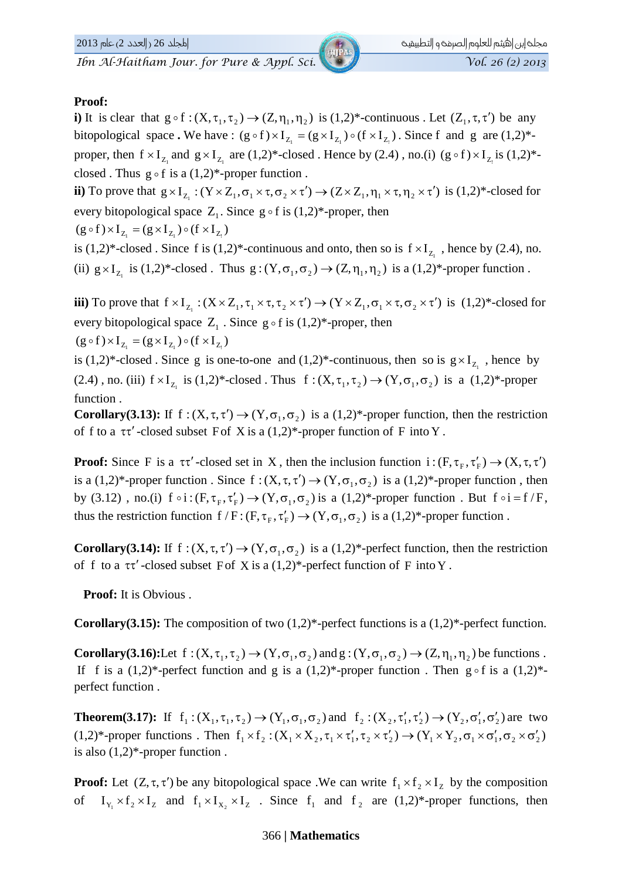**Proof:**

**i)** It is clear that $g \circ f : (X, \tau_1, \tau_2) \to (Z, \eta_1, \eta_2)$ is (1,2)*-continuous . Let $(Z_1, \tau, \tau')$ be any bitopological space **.** We have : $(g \circ f) \times I_{Z_1} = (g \times I_{Z_1}) \circ (f \times I_{Z_1})$ . Since f and g are (1,2)*-proper, then $f \times I_{Z_1}$ and $g \times I_{Z_1}$ are (1,2)*-closed . Hence by (2.4) , no.(i) $(g \circ f) \times I_{Z_1}$ is (1,2)*-closed . Thus $g \circ f$ is a (1,2)*-proper function .

**ii)** To prove that $g \times I_{Z_1} : (Y \times Z_1, \sigma_1 \times \tau, \sigma_2 \times \tau') \to (Z \times Z_1, \eta_1 \times \tau, \eta_2 \times \tau')$ is (1,2)*-closed for every bitopological space $Z_1$. Since $g \circ f$ is (1,2)*-proper, then

$(g \circ f) \times I_{Z_1} = (g \times I_{Z_1}) \circ (f \times I_{Z_1})$

is (1,2)*-closed . Since f is (1,2)*-continuous and onto, then so is $f \times I_{Z_1}$ , hence by (2.4), no. (ii) $g \times I_{Z_1}$ is (1,2)*-closed . Thus $g : (Y, \sigma_1, \sigma_2) \to (Z, \eta_1, \eta_2)$ is a (1,2)*-proper function .

**iii)** To prove that $f \times I_{Z_1} : (X \times Z_1, \tau_1 \times \tau, \tau_2 \times \tau') \to (Y \times Z_1, \sigma_1 \times \tau, \sigma_2 \times \tau')$ is (1,2)*-closed for every bitopological space $Z_1$ . Since $g \circ f$ is (1,2)*-proper, then

$(g \circ f) \times I_{Z_1} = (g \times I_{Z_1}) \circ (f \times I_{Z_1})$

is (1,2)*-closed . Since g is one-to-one and (1,2)*-continuous, then so is $g \times I_{Z_1}$ , hence by (2.4) , no. (iii) $f \times I_{Z_1}$ is (1,2)*-closed . Thus $f : (X, \tau_1, \tau_2) \to (Y, \sigma_1, \sigma_2)$ is a (1,2)*-proper function .

**Corollary(3.13):** If $f : (X, \tau, \tau') \to (Y, \sigma_1, \sigma_2)$ is a (1,2)*-proper function, then the restriction of f to a $\tau\tau'$-closed subset F of X is a (1,2)*-proper function of F into Y .

**Proof:** Since F is a $\tau\tau'$-closed set in X , then the inclusion function $i : (F, \tau_F, \tau'_F) \to (X, \tau, \tau')$ is a (1,2)*-proper function . Since $f : (X, \tau, \tau') \to (Y, \sigma_1, \sigma_2)$ is a (1,2)*-proper function , then by (3.12) , no.(i) $f \circ i : (F, \tau_F, \tau'_F) \to (Y, \sigma_1, \sigma_2)$ is a (1,2)*-proper function . But $f \circ i = f / F$, thus the restriction function $f / F : (F, \tau_F, \tau'_F) \to (Y, \sigma_1, \sigma_2)$ is a (1,2)*-proper function .

**Corollary(3.14):** If $f : (X, \tau, \tau') \to (Y, \sigma_1, \sigma_2)$ is a (1,2)*-perfect function, then the restriction of f to a $\tau\tau'$-closed subset F of X is a (1,2)*-perfect function of F into Y .

**Proof:** It is Obvious .

**Corollary(3.15):** The composition of two (1,2)*-perfect functions is a (1,2)*-perfect function.

**Corollary(3.16):** Let $f : (X, \tau_1, \tau_2) \to (Y, \sigma_1, \sigma_2)$ and $g : (Y, \sigma_1, \sigma_2) \to (Z, \eta_1, \eta_2)$ be functions . If f is a (1,2)*-perfect function and g is a (1,2)*-proper function . Then $g \circ f$ is a (1,2)*-perfect function .

**Theorem(3.17):** If $f_1 : (X_1, \tau_1, \tau_2) \to (Y_1, \sigma_1, \sigma_2)$ and $f_2 : (X_2, \tau'_1, \tau'_2) \to (Y_2, \sigma'_1, \sigma'_2)$ are two (1,2)*-proper functions . Then $f_1 \times f_2 : (X_1 \times X_2, \tau_1 \times \tau'_1, \tau_2 \times \tau'_2) \to (Y_1 \times Y_2, \sigma_1 \times \sigma'_1, \sigma_2 \times \sigma'_2)$ is also (1,2)*-proper function .

**Proof:** Let $(Z, \tau, \tau')$ be any bitopological space .We can write $f_1 \times f_2 \times I_Z$ by the composition of $I_{Y_1} \times f_2 \times I_Z$ and $f_1 \times I_{X_2} \times I_Z$ . Since $f_1$ and $f_2$ are (1,2)*-proper functions, then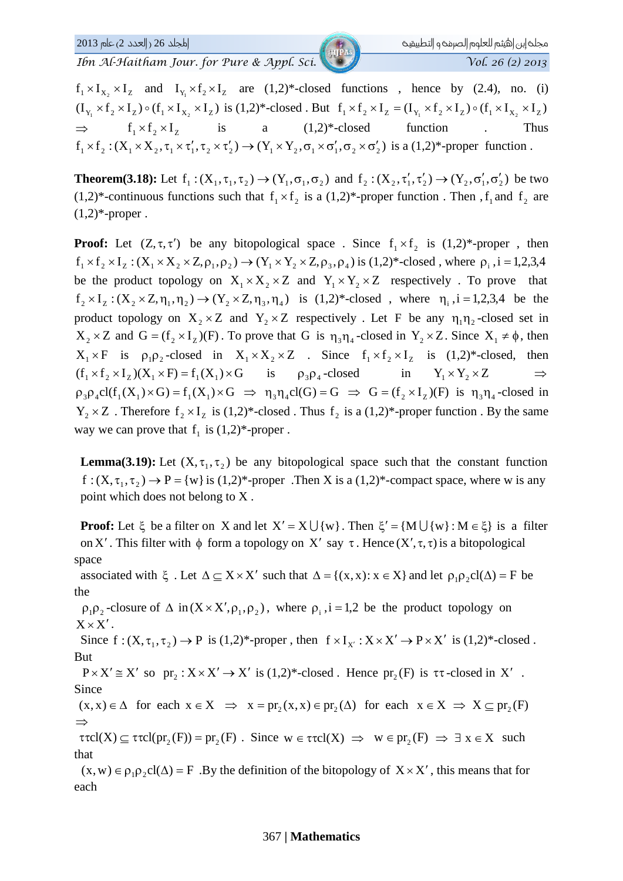$f_1 \times I_{X_2} \times I_Z$ and $I_{Y_1} \times f_2 \times I_Z$ are (1,2)*-closed functions , hence by (2.4), no. (i) $(I_{Y_1} \times f_2 \times I_Z) \circ (f_1 \times I_{X_2} \times I_Z)$ is (1,2)*-closed . But $f_1 \times f_2 \times I_Z = (I_{Y_1} \times f_2 \times I_Z) \circ (f_1 \times I_{X_2} \times I_Z)$ $\Rightarrow$ $f_1 \times f_2 \times I_Z$ is a (1,2)*-closed function . Thus $f_1 \times f_2 : (X_1 \times X_2, \tau_1 \times \tau_1', \tau_2 \times \tau_2') \to (Y_1 \times Y_2, \sigma_1 \times \sigma_1', \sigma_2 \times \sigma_2')$ is a (1,2)*-proper function .

**Theorem(3.18):** Let $f_1 : (X_1, \tau_1, \tau_2) \to (Y_1, \sigma_1, \sigma_2)$ and $f_2 : (X_2, \tau_1', \tau_2') \to (Y_2, \sigma_1', \sigma_2')$ be two (1,2)*-continuous functions such that $f_1 \times f_2$ is a (1,2)*-proper function . Then , $f_1$ and $f_2$ are (1,2)*-proper .

**Proof:** Let $(Z, \tau, \tau')$ be any bitopological space . Since $f_1 \times f_2$ is (1,2)*-proper , then $f_1 \times f_2 \times I_Z : (X_1 \times X_2 \times Z, \rho_1, \rho_2) \to (Y_1 \times Y_2 \times Z, \rho_3, \rho_4)$ is (1,2)*-closed , where $\rho_i, i = 1,2,3,4$ be the product topology on $X_1 \times X_2 \times Z$ and $Y_1 \times Y_2 \times Z$ respectively . To prove that $f_2 \times I_Z : (X_2 \times Z, \eta_1, \eta_2) \to (Y_2 \times Z, \eta_3, \eta_4)$ is (1,2)*-closed , where $\eta_i, i = 1,2,3,4$ be the product topology on $X_2 \times Z$ and $Y_2 \times Z$ respectively . Let F be any $\eta_1\eta_2$-closed set in $X_2 \times Z$ and $G = (f_2 \times I_Z)(F)$. To prove that G is $\eta_3\eta_4$-closed in $Y_2 \times Z$. Since $X_1 \neq \phi$, then $X_1 \times F$ is $\rho_1\rho_2$-closed in $X_1 \times X_2 \times Z$ . Since $f_1 \times f_2 \times I_Z$ is (1,2)*-closed, then $(f_1 \times f_2 \times I_Z)(X_1 \times F) = f_1(X_1) \times G$ is $\rho_3\rho_4$-closed in $Y_1 \times Y_2 \times Z$ $\Rightarrow$ $\rho_3\rho_4 cl(f_1(X_1) \times G) = f_1(X_1) \times G$ $\Rightarrow$ $\eta_3\eta_4 cl(G) = G$ $\Rightarrow$ $G = (f_2 \times I_Z)(F)$ is $\eta_3\eta_4$-closed in $Y_2 \times Z$ . Therefore $f_2 \times I_Z$ is (1,2)*-closed . Thus $f_2$ is a (1,2)*-proper function . By the same way we can prove that $f_1$ is (1,2)*-proper .

**Lemma(3.19):** Let $(X, \tau_1, \tau_2)$ be any bitopological space such that the constant function $f : (X, \tau_1, \tau_2) \to P = \{w\}$ is (1,2)*-proper .Then X is a (1,2)*-compact space, where w is any point which does not belong to X .

**Proof:** Let $\xi$ be a filter on X and let $X' = X \bigcup \{w\}$. Then $\xi' = \{M \bigcup \{w\} : M \in \xi\}$ is a filter on $X'$. This filter with $\phi$ form a topology on $X'$ say $\tau$. Hence $(X', \tau, \tau)$ is a bitopological space associated with $\xi$ . Let $\Delta \subseteq X \times X'$ such that $\Delta = \{(x, x) : x \in X\}$ and let $\rho_1\rho_2 cl(\Delta) = F$ be the $\rho_1\rho_2$-closure of $\Delta$ in $(X \times X', \rho_1, \rho_2)$, where $\rho_i, i = 1,2$ be the product topology on $X \times X'$.

Since $f : (X, \tau_1, \tau_2) \to P$ is (1,2)*-proper , then $f \times I_{X'} : X \times X' \to P \times X'$ is (1,2)*-closed . But $P \times X' \cong X'$ so $pr_2 : X \times X' \to X'$ is (1,2)*-closed . Hence $pr_2(F)$ is $\tau\tau$-closed in $X'$ . Since $(x, x) \in \Delta$ for each $x \in X$ $\Rightarrow$ $x = pr_2(x, x) \in pr_2(\Delta)$ for each $x \in X$ $\Rightarrow$ $X \subseteq pr_2(F)$ $\Rightarrow$ $\tau\tau cl(X) \subseteq \tau\tau cl(pr_2(F)) = pr_2(F)$ . Since $w \in \tau\tau cl(X)$ $\Rightarrow$ $w \in pr_2(F)$ $\Rightarrow$ $\exists\, x \in X$ such that $(x, w) \in \rho_1\rho_2 cl(\Delta) = F$ .By the definition of the bitopology of $X \times X'$, this means that for each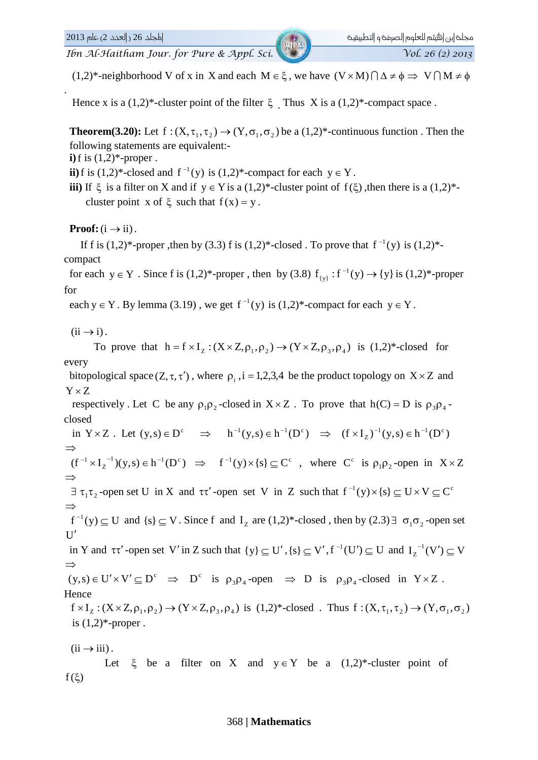(1,2)*-neighborhood V of x in X and each $M \in \xi$, we have $(V \times M) \cap \Delta \neq \phi \Rightarrow V \cap M \neq \phi$ .

Hence x is a (1,2)*-cluster point of the filter $\xi$ . Thus X is a (1,2)*-compact space .

**Theorem(3.20):** Let $f:(X,\tau_1,\tau_2) \to (Y,\sigma_1,\sigma_2)$ be a (1,2)*-continuous function . Then the following statements are equivalent:-

**i)** f is (1,2)*-proper .

**ii)** f is (1,2)*-closed and $f^{-1}(y)$ is (1,2)*-compact for each $y \in Y$.

**iii)** If $\xi$ is a filter on X and if $y \in Y$ is a (1,2)*-cluster point of $f(\xi)$ ,then there is a (1,2)*-cluster point x of $\xi$ such that $f(x) = y$ .

**Proof:** $(i \to ii)$.

If f is (1,2)*-proper ,then by (3.3) f is (1,2)*-closed . To prove that $f^{-1}(y)$ is (1,2)*-compact for each $y \in Y$ . Since f is (1,2)*-proper , then by (3.8) $f_{\{y\}}: f^{-1}(y) \to \{y\}$ is (1,2)*-proper for each $y \in Y$. By lemma (3.19) , we get $f^{-1}(y)$ is (1,2)*-compact for each $y \in Y$.

$(ii \to i)$.

To prove that $h = f \times I_Z : (X \times Z, \rho_1, \rho_2) \to (Y \times Z, \rho_3, \rho_4)$ is (1,2)*-closed for every bitopological space $(Z,\tau,\tau')$ , where $\rho_i$ ,i =1,2,3,4 be the product topology on $X \times Z$ and $Y \times Z$ respectively . Let C be any $\rho_1\rho_2$-closed in $X \times Z$ . To prove that $h(C) = D$ is $\rho_3\rho_4$-closed in $Y \times Z$ . Let $(y,s) \in D^c \Rightarrow h^{-1}(y,s) \in h^{-1}(D^c) \Rightarrow (f \times I_Z)^{-1}(y,s) \in h^{-1}(D^c) \Rightarrow$ $(f^{-1} \times I_Z^{-1})(y,s) \in h^{-1}(D^c) \Rightarrow f^{-1}(y) \times \{s\} \subseteq C^c$ , where $C^c$ is $\rho_1\rho_2$-open in $X \times Z$ $\Rightarrow$ $\exists$ $\tau_1\tau_2$-open set U in X and $\tau\tau'$-open set V in Z such that $f^{-1}(y) \times \{s\} \subseteq U \times V \subseteq C^c$ $\Rightarrow$ $f^{-1}(y) \subseteq U$ and $\{s\} \subseteq V$. Since f and $I_Z$ are (1,2)*-closed , then by (2.3) $\exists$ $\sigma_1\sigma_2$-open set $U'$ in Y and $\tau\tau'$-open set $V'$ in Z such that $\{y\} \subseteq U'$, $\{s\} \subseteq V'$, $f^{-1}(U') \subseteq U$ and $I_Z^{-1}(V') \subseteq V$ $\Rightarrow$ $(y,s) \in U' \times V' \subseteq D^c \Rightarrow D^c$ is $\rho_3\rho_4$-open $\Rightarrow$ D is $\rho_3\rho_4$-closed in $Y \times Z$ . Hence $f \times I_Z : (X \times Z, \rho_1, \rho_2) \to (Y \times Z, \rho_3, \rho_4)$ is (1,2)*-closed . Thus $f:(X,\tau_1,\tau_2) \to (Y,\sigma_1,\sigma_2)$ is (1,2)*-proper .

$(ii \to iii)$.

Let $\xi$ be a filter on X and $y \in Y$ be a (1,2)*-cluster point of $f(\xi)$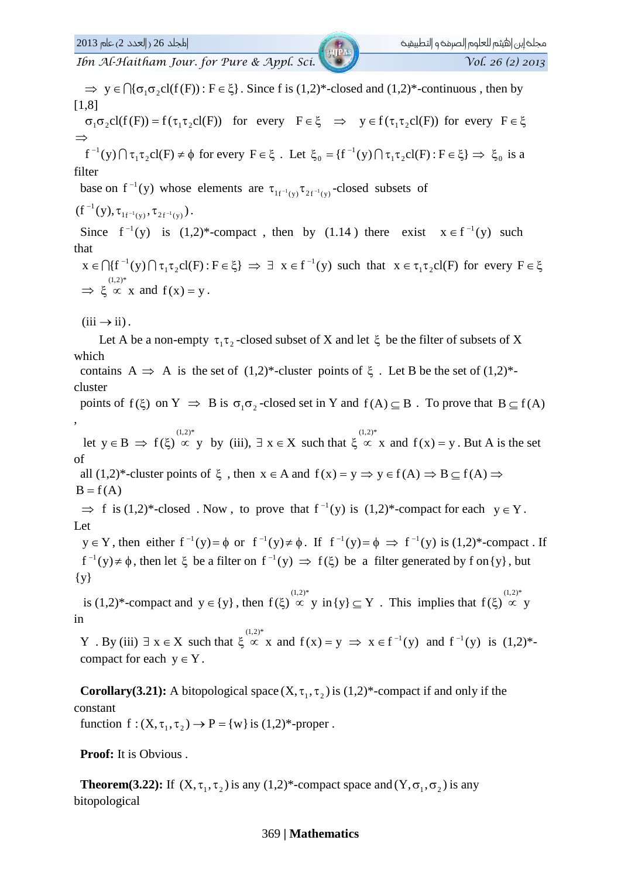$\Rightarrow\ y \in \bigcap\{\sigma_1\sigma_2 cl(f(F)) : F \in \xi\}$. Since f is (1,2)*-closed and (1,2)*-continuous , then by [1,8]

$\sigma_1\sigma_2 cl(f(F)) = f(\tau_1\tau_2 cl(F))$ for every $F \in \xi \Rightarrow y \in f(\tau_1\tau_2 cl(F))$ for every $F \in \xi \Rightarrow$

$f^{-1}(y) \bigcap \tau_1\tau_2 cl(F) \neq \phi$ for every $F \in \xi$ . Let $\xi_0 = \{f^{-1}(y) \bigcap \tau_1\tau_2 cl(F) : F \in \xi\} \Rightarrow \xi_0$ is a filter

base on $f^{-1}(y)$ whose elements are $\tau_{1f^{-1}(y)}\tau_{2f^{-1}(y)}$-closed subsets of $(f^{-1}(y), \tau_{1f^{-1}(y)}, \tau_{2f^{-1}(y)})$.

Since $f^{-1}(y)$ is (1,2)*-compact , then by (1.14 ) there exist $x \in f^{-1}(y)$ such that

$x \in \bigcap\{f^{-1}(y) \bigcap \tau_1\tau_2 cl(F) : F \in \xi\} \Rightarrow \exists\ x \in f^{-1}(y)$ such that $x \in \tau_1\tau_2 cl(F)$ for every $F \in \xi$

$\Rightarrow \xi \overset{(1,2)^*}{\propto} x$ and $f(x) = y$ .

$(iii \to ii)$.

Let A be a non-empty $\tau_1\tau_2$-closed subset of X and let $\xi$ be the filter of subsets of X which contains $A \Rightarrow$ A is the set of (1,2)*-cluster points of $\xi$ . Let B be the set of (1,2)*-cluster points of $f(\xi)$ on Y $\Rightarrow$ B is $\sigma_1\sigma_2$-closed set in Y and $f(A) \subseteq B$ . To prove that $B \subseteq f(A)$ ,

let $y \in B \Rightarrow f(\xi) \overset{(1,2)^*}{\propto} y$ by (iii), $\exists\ x \in X$ such that $\xi \overset{(1,2)^*}{\propto} x$ and $f(x) = y$. But A is the set of all (1,2)*-cluster points of $\xi$ , then $x \in A$ and $f(x) = y \Rightarrow y \in f(A) \Rightarrow B \subseteq f(A) \Rightarrow B = f(A)$

$\Rightarrow$ f is (1,2)*-closed . Now , to prove that $f^{-1}(y)$ is (1,2)*-compact for each $y \in Y$. Let $y \in Y$, then either $f^{-1}(y) = \phi$ or $f^{-1}(y) \neq \phi$. If $f^{-1}(y) = \phi \Rightarrow f^{-1}(y)$ is (1,2)*-compact . If $f^{-1}(y) \neq \phi$, then let $\xi$ be a filter on $f^{-1}(y) \Rightarrow f(\xi)$ be a filter generated by f on $\{y\}$, but $\{y\}$ is (1,2)*-compact and $y \in \{y\}$, then $f(\xi) \overset{(1,2)^*}{\propto} y$ in $\{y\} \subseteq Y$ . This implies that $f(\xi) \overset{(1,2)^*}{\propto} y$ in Y . By (iii) $\exists\ x \in X$ such that $\xi \overset{(1,2)^*}{\propto} x$ and $f(x) = y \Rightarrow x \in f^{-1}(y)$ and $f^{-1}(y)$ is (1,2)*-compact for each $y \in Y$.

**Corollary(3.21):** A bitopological space $(X, \tau_1, \tau_2)$ is (1,2)*-compact if and only if the constant function $f : (X, \tau_1, \tau_2) \to P = \{w\}$ is (1,2)*-proper .

**Proof:** It is Obvious .

**Theorem(3.22):** If $(X, \tau_1, \tau_2)$ is any (1,2)*-compact space and $(Y, \sigma_1, \sigma_2)$ is any bitopological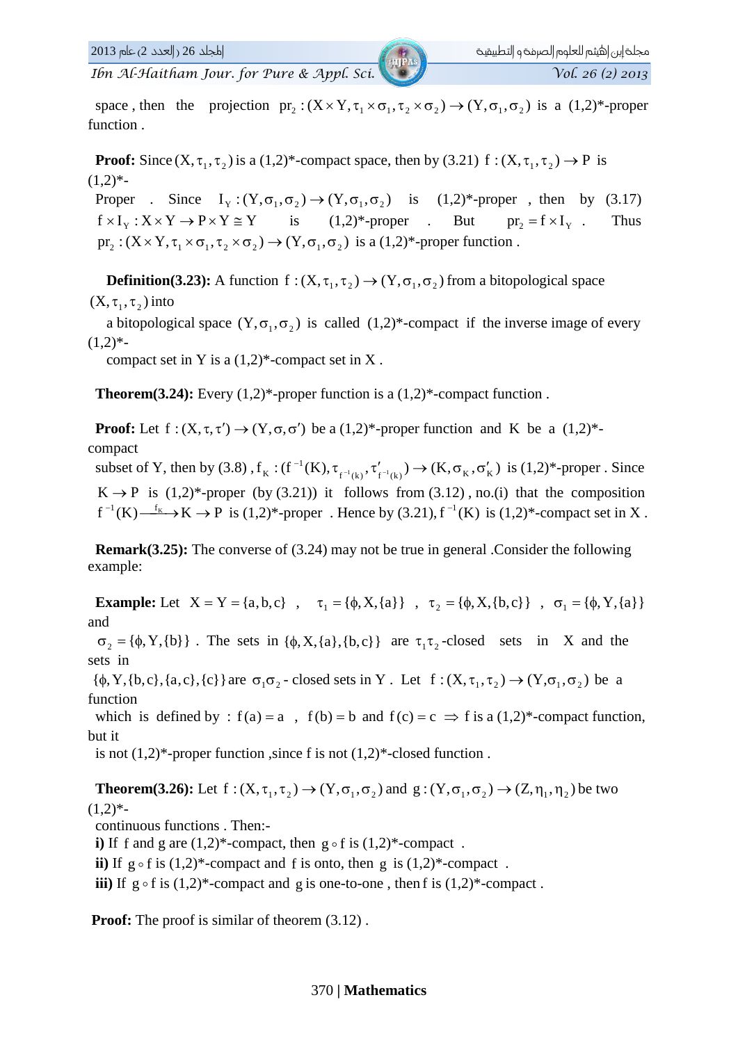space , then the projection $pr_2 : (X \times Y, \tau_1 \times \sigma_1, \tau_2 \times \sigma_2) \to (Y, \sigma_1, \sigma_2)$ is a (1,2)*-proper function .

**Proof:** Since $(X, \tau_1, \tau_2)$ is a (1,2)*-compact space, then by (3.21) $f : (X, \tau_1, \tau_2) \to P$ is (1,2)*-Proper . Since $I_Y : (Y, \sigma_1, \sigma_2) \to (Y, \sigma_1, \sigma_2)$ is (1,2)*-proper , then by (3.17) $f \times I_Y : X \times Y \to P \times Y \cong Y$ is (1,2)*-proper . But $pr_2 = f \times I_Y$ . Thus $pr_2 : (X \times Y, \tau_1 \times \sigma_1, \tau_2 \times \sigma_2) \to (Y, \sigma_1, \sigma_2)$ is a (1,2)*-proper function .

**Definition(3.23):** A function $f : (X, \tau_1, \tau_2) \to (Y, \sigma_1, \sigma_2)$ from a bitopological space $(X, \tau_1, \tau_2)$ into a bitopological space $(Y, \sigma_1, \sigma_2)$ is called (1,2)*-compact if the inverse image of every (1,2)*-compact set in Y is a (1,2)*-compact set in X .

**Theorem(3.24):** Every (1,2)*-proper function is a (1,2)*-compact function .

**Proof:** Let $f : (X, \tau, \tau') \to (Y, \sigma, \sigma')$ be a (1,2)*-proper function and K be a (1,2)*-compact subset of Y, then by (3.8) , $f_K : (f^{-1}(K), \tau_{f^{-1}(k)}, \tau'_{f^{-1}(k)}) \to (K, \sigma_K, \sigma'_K)$ is (1,2)*-proper . Since $K \to P$ is (1,2)*-proper (by (3.21)) it follows from (3.12) , no.(i) that the composition $f^{-1}(K) \xrightarrow{f_K} K \to P$ is (1,2)*-proper . Hence by (3.21), $f^{-1}(K)$ is (1,2)*-compact set in X .

**Remark(3.25):** The converse of (3.24) may not be true in general .Consider the following example:

**Example:** Let $X = Y = \{a, b, c\}$ , $\tau_1 = \{\phi, X, \{a\}\}$ , $\tau_2 = \{\phi, X, \{b, c\}\}$ , $\sigma_1 = \{\phi, Y, \{a\}\}$ and $\sigma_2 = \{\phi, Y, \{b\}\}$ . The sets in $\{\phi, X, \{a\}, \{b, c\}\}$ are $\tau_1\tau_2$-closed sets in X and the sets in $\{\phi, Y, \{b, c\}, \{a, c\}, \{c\}\}$ are $\sigma_1\sigma_2$- closed sets in Y . Let $f : (X, \tau_1, \tau_2) \to (Y, \sigma_1, \sigma_2)$ be a function which is defined by : $f(a) = a$ , $f(b) = b$ and $f(c) = c$ $\Rightarrow$ f is a (1,2)*-compact function, but it is not (1,2)*-proper function ,since f is not (1,2)*-closed function .

**Theorem(3.26):** Let $f : (X, \tau_1, \tau_2) \to (Y, \sigma_1, \sigma_2)$ and $g : (Y, \sigma_1, \sigma_2) \to (Z, \eta_1, \eta_2)$ be two (1,2)*-continuous functions . Then:-

**i)** If f and g are (1,2)*-compact, then $g \circ f$ is (1,2)*-compact .

**ii)** If $g \circ f$ is (1,2)*-compact and f is onto, then g is (1,2)*-compact .

**iii)** If $g \circ f$ is (1,2)*-compact and g is one-to-one , then f is (1,2)*-compact .

**Proof:** The proof is similar of theorem (3.12) .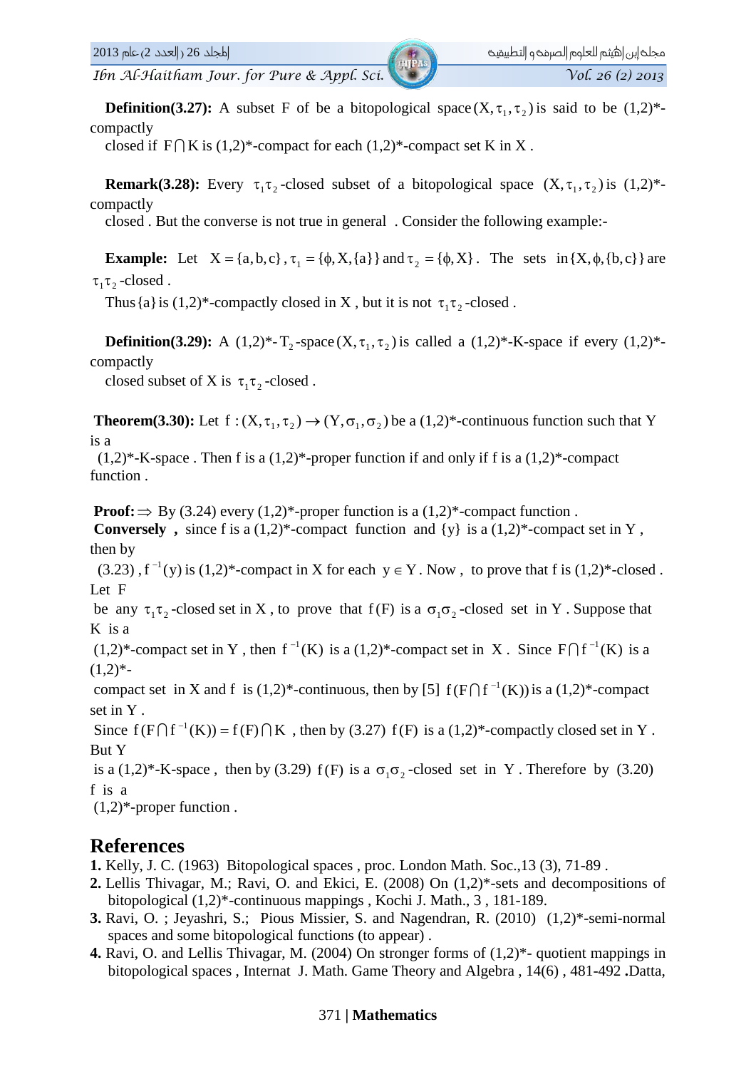**Definition(3.27):** A subset F of be a bitopological space $(X, \tau_1, \tau_2)$ is said to be (1,2)*-compactly closed if $F \cap K$ is (1,2)*-compact for each (1,2)*-compact set K in X .

**Remark(3.28):** Every $\tau_1\tau_2$-closed subset of a bitopological space $(X, \tau_1, \tau_2)$ is (1,2)*-compactly closed . But the converse is not true in general . Consider the following example:-

**Example:** Let $X = \{a, b, c\}$, $\tau_1 = \{\phi, X, \{a\}\}$ and $\tau_2 = \{\phi, X\}$. The sets in $\{X, \phi, \{b, c\}\}$ are $\tau_1\tau_2$-closed .

Thus $\{a\}$ is (1,2)*-compactly closed in X , but it is not $\tau_1\tau_2$-closed .

**Definition(3.29):** A (1,2)*-$T_2$-space $(X, \tau_1, \tau_2)$ is called a (1,2)*-K-space if every (1,2)*-compactly closed subset of X is $\tau_1\tau_2$-closed .

**Theorem(3.30):** Let $f : (X, \tau_1, \tau_2) \to (Y, \sigma_1, \sigma_2)$ be a (1,2)*-continuous function such that Y is a (1,2)*-K-space . Then f is a (1,2)*-proper function if and only if f is a (1,2)*-compact function .

**Proof:** $\Rightarrow$ By (3.24) every (1,2)*-proper function is a (1,2)*-compact function .
**Conversely ,** since f is a (1,2)*-compact function and $\{y\}$ is a (1,2)*-compact set in Y , then by (3.23) , $f^{-1}(y)$ is (1,2)*-compact in X for each $y \in Y$. Now , to prove that f is (1,2)*-closed . Let F be any $\tau_1\tau_2$-closed set in X , to prove that $f(F)$ is a $\sigma_1\sigma_2$-closed set in Y . Suppose that K is a (1,2)*-compact set in Y , then $f^{-1}(K)$ is a (1,2)*-compact set in X . Since $F \cap f^{-1}(K)$ is a (1,2)*-compact set in X and f is (1,2)*-continuous, then by [5] $f(F \cap f^{-1}(K))$ is a (1,2)*-compact set in Y .
Since $f(F \cap f^{-1}(K)) = f(F) \cap K$ , then by (3.27) $f(F)$ is a (1,2)*-compactly closed set in Y . But Y is a (1,2)*-K-space , then by (3.29) $f(F)$ is a $\sigma_1\sigma_2$-closed set in Y . Therefore by (3.20) f is a (1,2)*-proper function .

## References

1. Kelly, J. C. (1963) Bitopological spaces , proc. London Math. Soc.,13 (3), 71-89 .
2. Lellis Thivagar, M.; Ravi, O. and Ekici, E. (2008) On (1,2)*-sets and decompositions of bitopological (1,2)*-continuous mappings , Kochi J. Math., 3 , 181-189.
3. Ravi, O. ; Jeyashri, S.; Pious Missier, S. and Nagendran, R. (2010) (1,2)*-semi-normal spaces and some bitopological functions (to appear) .
4. Ravi, O. and Lellis Thivagar, M. (2004) On stronger forms of (1,2)*- quotient mappings in bitopological spaces , Internat J. Math. Game Theory and Algebra , 14(6) , 481-492 **.**Datta,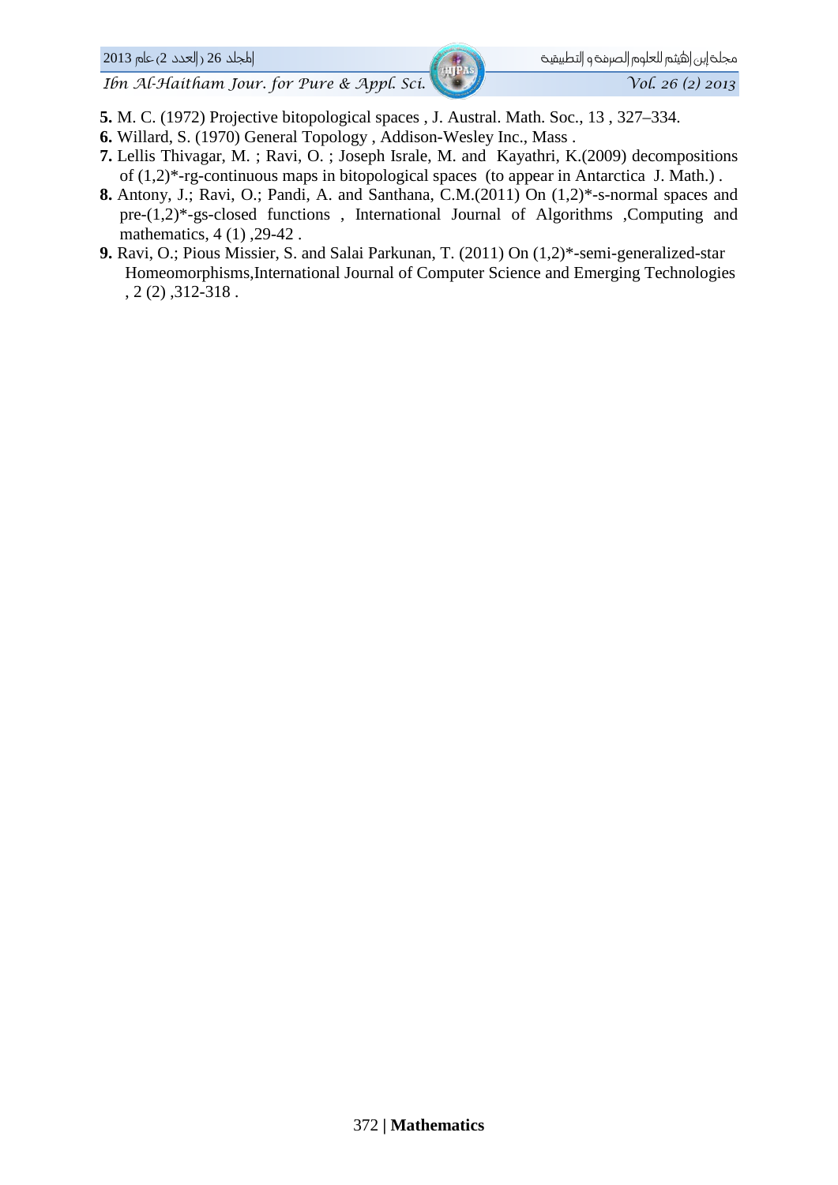**5.** M. C. (1972) Projective bitopological spaces , J. Austral. Math. Soc., 13 , 327–334.

**6.** Willard, S. (1970) General Topology , Addison-Wesley Inc., Mass .

**7.** Lellis Thivagar, M. ; Ravi, O. ; Joseph Israle, M. and Kayathri, K.(2009) decompositions of (1,2)*-rg-continuous maps in bitopological spaces (to appear in Antarctica J. Math.) .

**8.** Antony, J.; Ravi, O.; Pandi, A. and Santhana, C.M.(2011) On (1,2)*-s-normal spaces and pre-(1,2)*-gs-closed functions , International Journal of Algorithms ,Computing and mathematics, 4 (1) ,29-42 .

**9.** Ravi, O.; Pious Missier, S. and Salai Parkunan, T. (2011) On (1,2)*-semi-generalized-star Homeomorphisms,International Journal of Computer Science and Emerging Technologies , 2 (2) ,312-318 .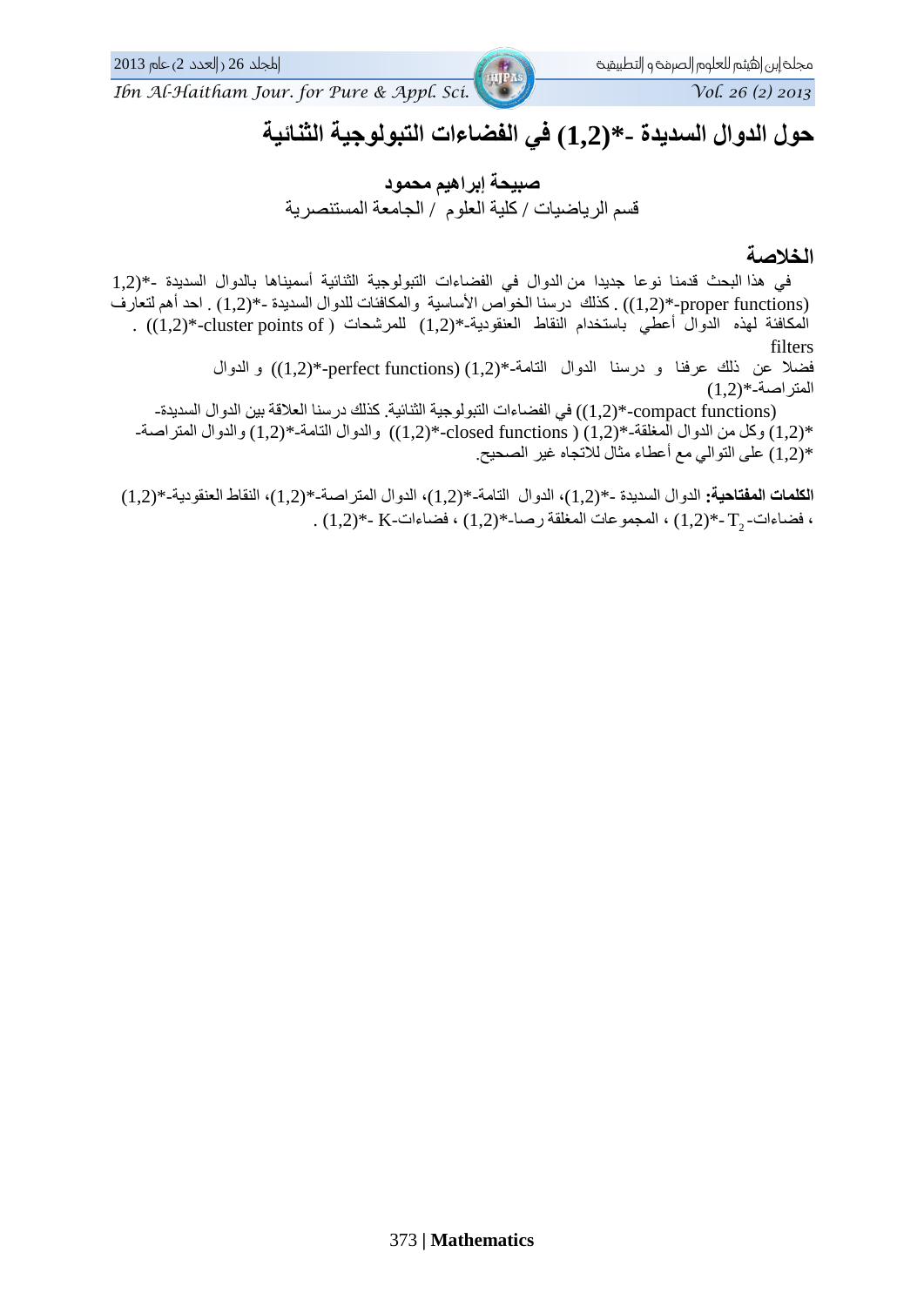# حول الدوال السديدة -*(1,2) في الفضاءات التبولوجية الثنائية

**صبيحة إبراهيم محمود**

قسم الرياضيات / كلية العلوم / الجامعة المستنصرية

## الخلاصة

في هذا البحث قدمنا نوعا جديدا من الدوال في الفضاءات التبولوجية الثنائية أسميناها بالدوال السديدة -*(1,2) (proper functions-*(1,2)) . كذلك درسنا الخواص الأساسية والمكافئات للدوال السديدة -*(1,2) . احد أهم لتعارف المكافئة لهذه الدوال أعطي باستخدام النقاط العنقودية-*(1,2) للمرشحات ( cluster points of-*(1,2)) filters .

فضلا عن ذلك عرفنا و درسنا الدوال التامة-*(1,2) (perfect functions-*(1,2)) و الدوال المتراصة-*(1,2) (compact functions-*(1,2)) في الفضاءات التبولوجية الثنائية. كذلك درسنا العلاقة بين الدوال السديدة-*(1,2) وكل من الدوال المغلقة-*(1,2) ( closed functions-*(1,2)) والدوال التامة-*(1,2) والدوال المتراصة-*(1,2) على التوالي مع أعطاء مثال للاتجاه غير الصحيح.

**الكلمات المفتاحية:** الدوال السديدة -*(1,2)، الدوال التامة-*(1,2)، الدوال المتراصة-*(1,2)، النقاط العنقودية-*(1,2) ، فضاءات-$T_2$ -*(1,2) ، المجموعات المغلقة رصا-*(1,2) ، فضاءات-K -*(1,2) .